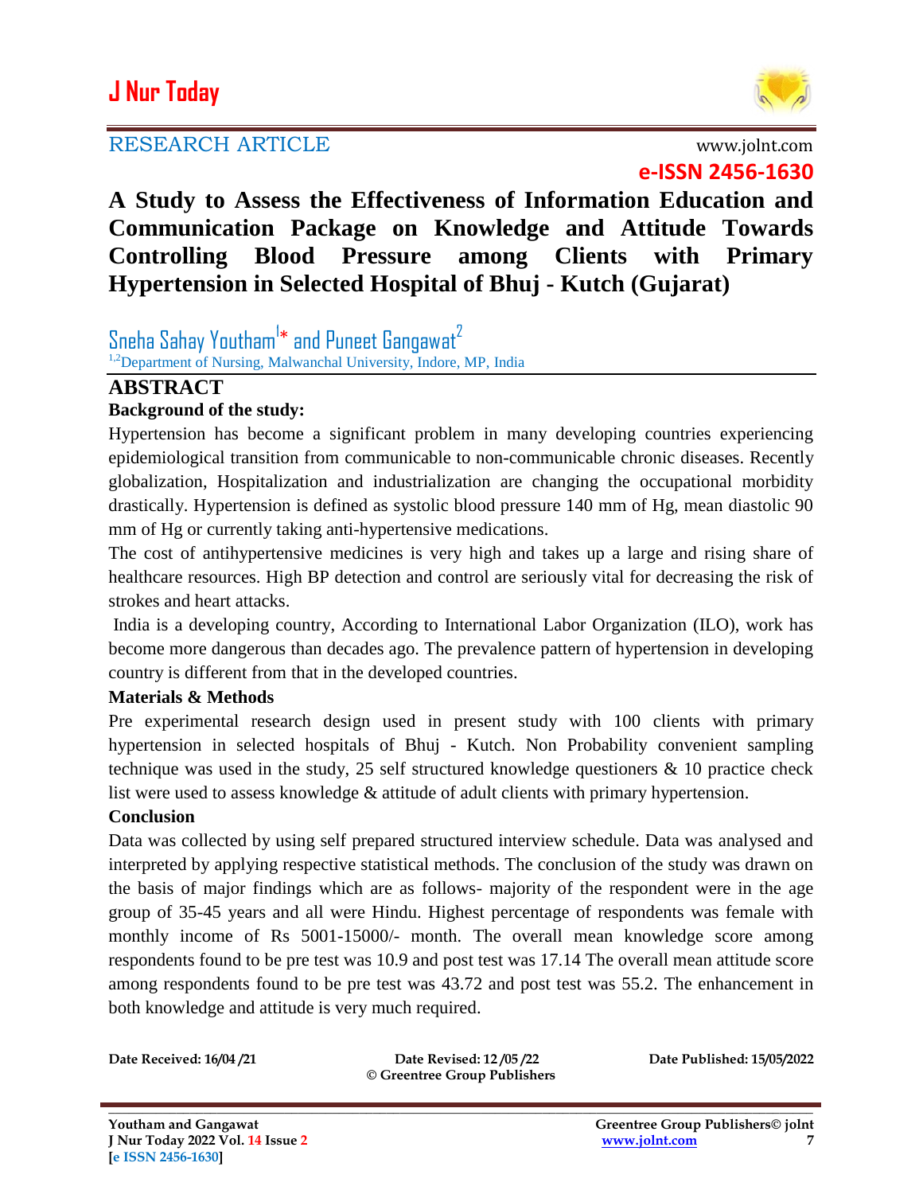RESEARCH ARTICLE

www.jolnt.com

**e-ISSN 2456-1630**

# A Study to Assess the Effectiveness of Information Education and Communication Package on Knowledge and Attitude Towards Controlling Blood Pressure among Clients with Primary Hypertension in Selected Hospital of Bhuj - Kutch (Gujarat)

Sneha Sahay Youtham[1]* and Puneet Gangawat[2]

[1,2]Department of Nursing, Malwanchal University, Indore, MP, India

## ABSTRACT

**Background of the study:**

Hypertension has become a significant problem in many developing countries experiencing epidemiological transition from communicable to non-communicable chronic diseases. Recently globalization, Hospitalization and industrialization are changing the occupational morbidity drastically. Hypertension is defined as systolic blood pressure 140 mm of Hg, mean diastolic 90 mm of Hg or currently taking anti-hypertensive medications.

The cost of antihypertensive medicines is very high and takes up a large and rising share of healthcare resources. High BP detection and control are seriously vital for decreasing the risk of strokes and heart attacks.

India is a developing country, According to International Labor Organization (ILO), work has become more dangerous than decades ago. The prevalence pattern of hypertension in developing country is different from that in the developed countries.

**Materials & Methods**

Pre experimental research design used in present study with 100 clients with primary hypertension in selected hospitals of Bhuj - Kutch. Non Probability convenient sampling technique was used in the study, 25 self structured knowledge questioners & 10 practice check list were used to assess knowledge & attitude of adult clients with primary hypertension.

**Conclusion**

Data was collected by using self prepared structured interview schedule. Data was analysed and interpreted by applying respective statistical methods. The conclusion of the study was drawn on the basis of major findings which are as follows- majority of the respondent were in the age group of 35-45 years and all were Hindu. Highest percentage of respondents was female with monthly income of Rs 5001-15000/- month. The overall mean knowledge score among respondents found to be pre test was 10.9 and post test was 17.14 The overall mean attitude score among respondents found to be pre test was 43.72 and post test was 55.2. The enhancement in both knowledge and attitude is very much required.

**Date Received: 16/04 /21** **Date Revised: 12 /05 /22** **Date Published: 15/05/2022**

**© Greentree Group Publishers**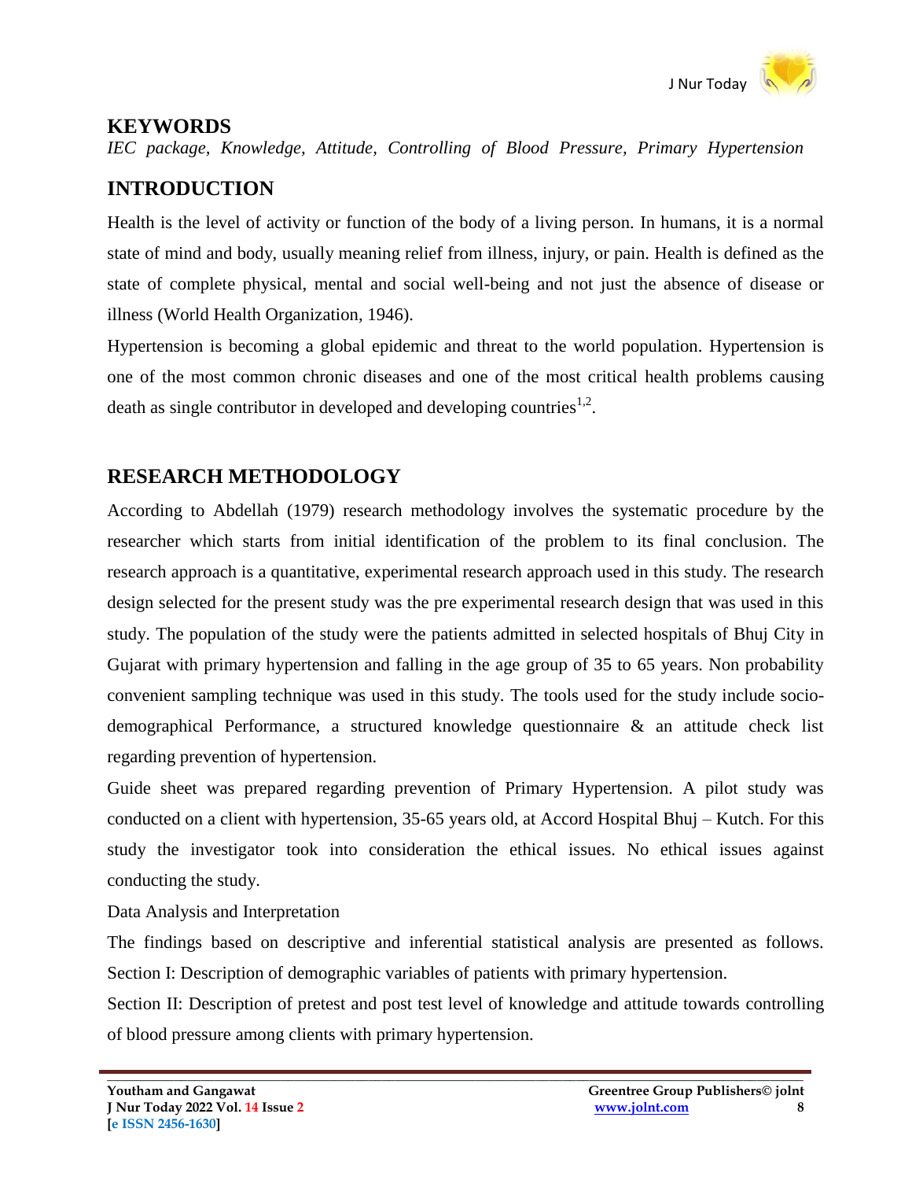## KEYWORDS

*IEC package, Knowledge, Attitude, Controlling of Blood Pressure, Primary Hypertension*

## INTRODUCTION

Health is the level of activity or function of the body of a living person. In humans, it is a normal state of mind and body, usually meaning relief from illness, injury, or pain. Health is defined as the state of complete physical, mental and social well-being and not just the absence of disease or illness (World Health Organization, 1946).

Hypertension is becoming a global epidemic and threat to the world population. Hypertension is one of the most common chronic diseases and one of the most critical health problems causing death as single contributor in developed and developing countries[1,2].

## RESEARCH METHODOLOGY

According to Abdellah (1979) research methodology involves the systematic procedure by the researcher which starts from initial identification of the problem to its final conclusion. The research approach is a quantitative, experimental research approach used in this study. The research design selected for the present study was the pre experimental research design that was used in this study. The population of the study were the patients admitted in selected hospitals of Bhuj City in Gujarat with primary hypertension and falling in the age group of 35 to 65 years. Non probability convenient sampling technique was used in this study. The tools used for the study include socio-demographical Performance, a structured knowledge questionnaire & an attitude check list regarding prevention of hypertension.

Guide sheet was prepared regarding prevention of Primary Hypertension. A pilot study was conducted on a client with hypertension, 35-65 years old, at Accord Hospital Bhuj – Kutch. For this study the investigator took into consideration the ethical issues. No ethical issues against conducting the study.

Data Analysis and Interpretation

The findings based on descriptive and inferential statistical analysis are presented as follows. Section I: Description of demographic variables of patients with primary hypertension.

Section II: Description of pretest and post test level of knowledge and attitude towards controlling of blood pressure among clients with primary hypertension.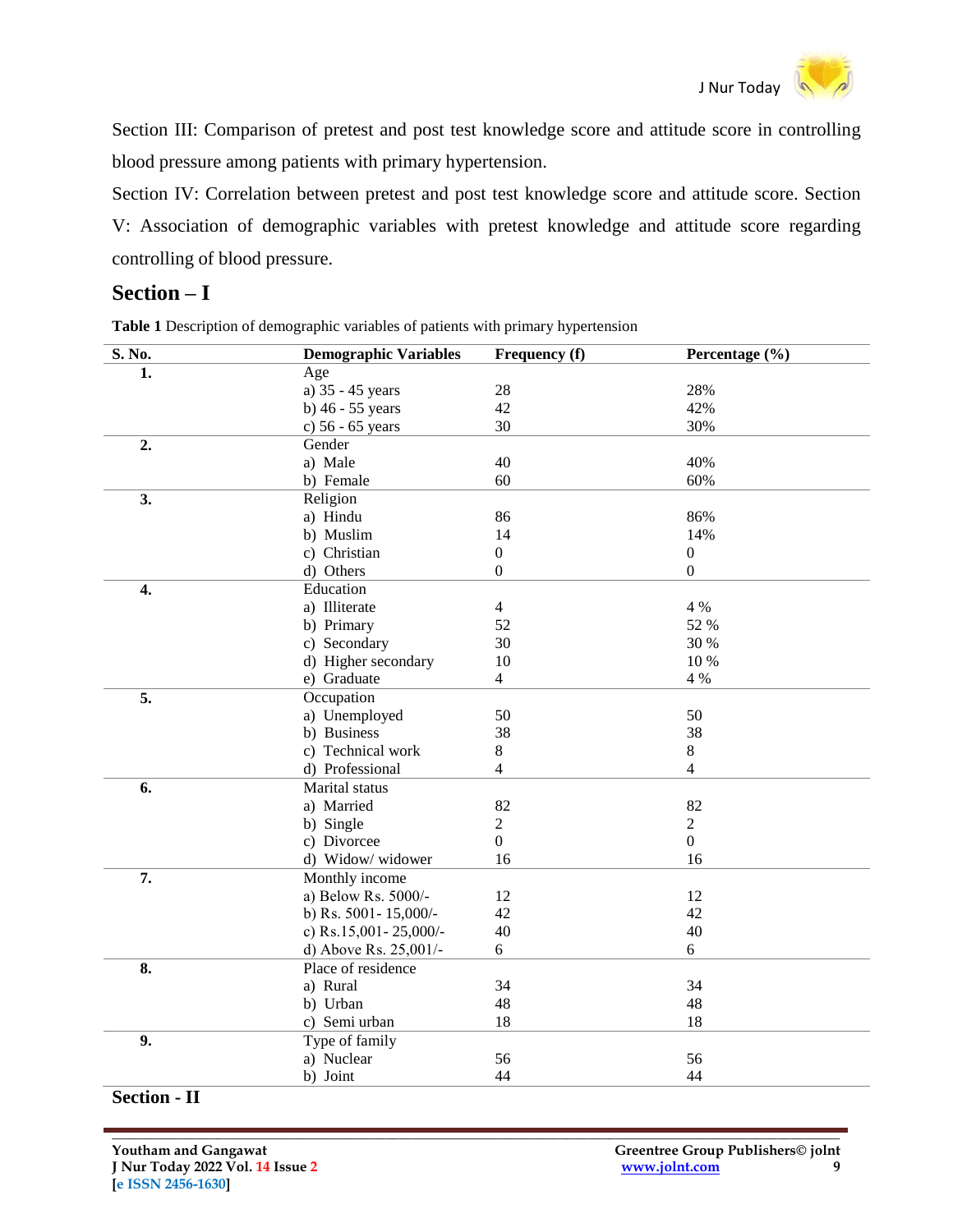Section III: Comparison of pretest and post test knowledge score and attitude score in controlling blood pressure among patients with primary hypertension.

Section IV: Correlation between pretest and post test knowledge score and attitude score. Section V: Association of demographic variables with pretest knowledge and attitude score regarding controlling of blood pressure.

## Section – I

**Table 1** Description of demographic variables of patients with primary hypertension

| S. No. | Demographic Variables | Frequency (f) | Percentage (%) |
|---|---|---|---|
| **1.** | Age | | |
| | a) 35 - 45 years | 28 | 28% |
| | b) 46 - 55 years | 42 | 42% |
| | c) 56 - 65 years | 30 | 30% |
| **2.** | Gender | | |
| | a) Male | 40 | 40% |
| | b) Female | 60 | 60% |
| **3.** | Religion | | |
| | a) Hindu | 86 | 86% |
| | b) Muslim | 14 | 14% |
| | c) Christian | 0 | 0 |
| | d) Others | 0 | 0 |
| **4.** | Education | | |
| | a) Illiterate | 4 | 4 % |
| | b) Primary | 52 | 52 % |
| | c) Secondary | 30 | 30 % |
| | d) Higher secondary | 10 | 10 % |
| | e) Graduate | 4 | 4 % |
| **5.** | Occupation | | |
| | a) Unemployed | 50 | 50 |
| | b) Business | 38 | 38 |
| | c) Technical work | 8 | 8 |
| | d) Professional | 4 | 4 |
| **6.** | Marital status | | |
| | a) Married | 82 | 82 |
| | b) Single | 2 | 2 |
| | c) Divorcee | 0 | 0 |
| | d) Widow/ widower | 16 | 16 |
| **7.** | Monthly income | | |
| | a) Below Rs. 5000/- | 12 | 12 |
| | b) Rs. 5001- 15,000/- | 42 | 42 |
| | c) Rs.15,001- 25,000/- | 40 | 40 |
| | d) Above Rs. 25,001/- | 6 | 6 |
| **8.** | Place of residence | | |
| | a) Rural | 34 | 34 |
| | b) Urban | 48 | 48 |
| | c) Semi urban | 18 | 18 |
| **9.** | Type of family | | |
| | a) Nuclear | 56 | 56 |
| | b) Joint | 44 | 44 |

## Section - II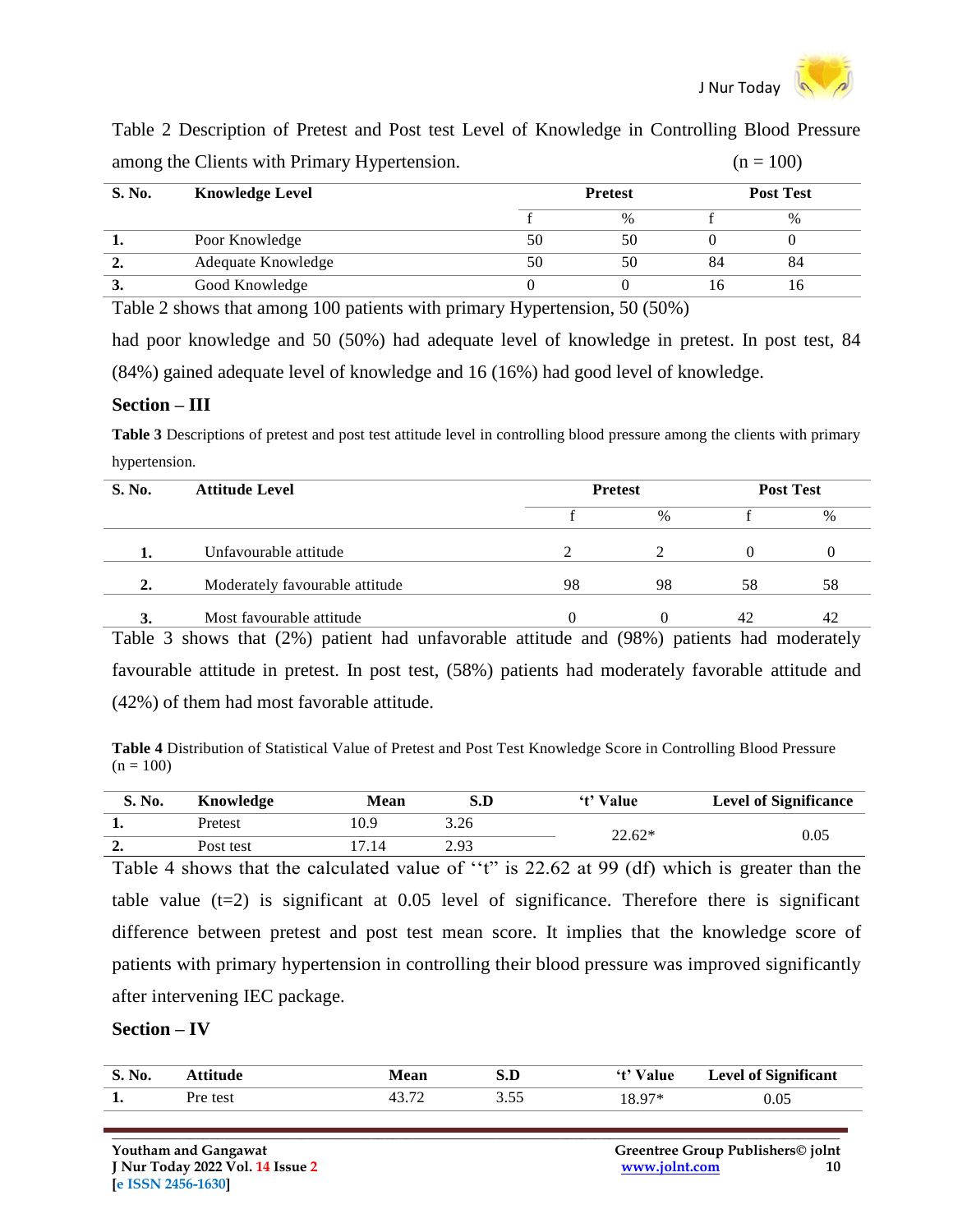Table 2 Description of Pretest and Post test Level of Knowledge in Controlling Blood Pressure among the Clients with Primary Hypertension. (n = 100)

| S. No. | Knowledge Level | Pretest | | Post Test | |
|---|---|---|---|---|---|
| | | f | % | f | % |
| **1.** | Poor Knowledge | 50 | 50 | 0 | 0 |
| **2.** | Adequate Knowledge | 50 | 50 | 84 | 84 |
| **3.** | Good Knowledge | 0 | 0 | 16 | 16 |

Table 2 shows that among 100 patients with primary Hypertension, 50 (50%) had poor knowledge and 50 (50%) had adequate level of knowledge in pretest. In post test, 84 (84%) gained adequate level of knowledge and 16 (16%) had good level of knowledge.

## Section – III

**Table 3** Descriptions of pretest and post test attitude level in controlling blood pressure among the clients with primary hypertension.

| S. No. | Attitude Level | Pretest | | Post Test | |
|---|---|---|---|---|---|
| | | f | % | f | % |
| **1.** | Unfavourable attitude | 2 | 2 | 0 | 0 |
| **2.** | Moderately favourable attitude | 98 | 98 | 58 | 58 |
| **3.** | Most favourable attitude | 0 | 0 | 42 | 42 |

Table 3 shows that (2%) patient had unfavorable attitude and (98%) patients had moderately favourable attitude in pretest. In post test, (58%) patients had moderately favorable attitude and (42%) of them had most favorable attitude.

**Table 4** Distribution of Statistical Value of Pretest and Post Test Knowledge Score in Controlling Blood Pressure (n = 100)

| S. No. | Knowledge | Mean | S.D | 't' Value | Level of Significance |
|---|---|---|---|---|---|
| **1.** | Pretest | 10.9 | 3.26 | 22.62* | 0.05 |
| **2.** | Post test | 17.14 | 2.93 | | |

Table 4 shows that the calculated value of ''t" is 22.62 at 99 (df) which is greater than the table value (t=2) is significant at 0.05 level of significance. Therefore there is significant difference between pretest and post test mean score. It implies that the knowledge score of patients with primary hypertension in controlling their blood pressure was improved significantly after intervening IEC package.

## Section – IV

| S. No. | Attitude | Mean | S.D | 't' Value | Level of Significant |
|---|---|---|---|---|---|
| **1.** | Pre test | 43.72 | 3.55 | 18.97* | 0.05 |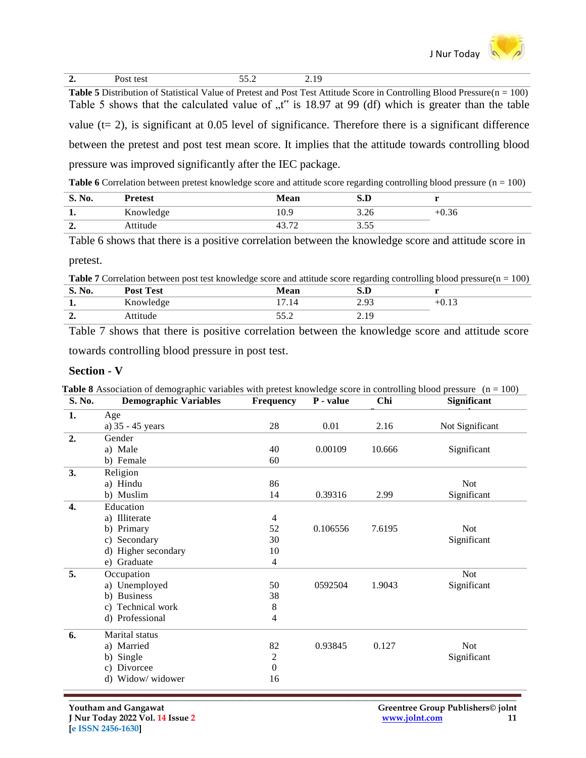| 2. | Post test | 55.2 | 2.19 |
|---|---|---|---|

**Table 5** Distribution of Statistical Value of Pretest and Post Test Attitude Score in Controlling Blood Pressure(n = 100)

Table 5 shows that the calculated value of „t" is 18.97 at 99 (df) which is greater than the table value (t= 2), is significant at 0.05 level of significance. Therefore there is a significant difference between the pretest and post test mean score. It implies that the attitude towards controlling blood pressure was improved significantly after the IEC package.

**Table 6** Correlation between pretest knowledge score and attitude score regarding controlling blood pressure (n = 100)

| S. No. | Pretest | Mean | S.D | r |
|---|---|---|---|---|
| 1. | Knowledge | 10.9 | 3.26 | +0.36 |
| 2. | Attitude | 43.72 | 3.55 | |

Table 6 shows that there is a positive correlation between the knowledge score and attitude score in pretest.

**Table 7** Correlation between post test knowledge score and attitude score regarding controlling blood pressure(n = 100)

| S. No. | Post Test | Mean | S.D | r |
|---|---|---|---|---|
| 1. | Knowledge | 17.14 | 2.93 | +0.13 |
| 2. | Attitude | 55.2 | 2.19 | |

Table 7 shows that there is positive correlation between the knowledge score and attitude score towards controlling blood pressure in post test.

## Section - V

**Table 8** Association of demographic variables with pretest knowledge score in controlling blood pressure (n = 100)

| S. No. | Demographic Variables | Frequency | P - value | Chi | Significant |
|---|---|---|---|---|---|
| 1. | Age | | | | |
| | a) 35 - 45 years | 28 | 0.01 | 2.16 | Not Significant |
| 2. | Gender | | | | |
| | a) Male | 40 | 0.00109 | 10.666 | Significant |
| | b) Female | 60 | | | |
| 3. | Religion | | | | |
| | a) Hindu | 86 | | | Not |
| | b) Muslim | 14 | 0.39316 | 2.99 | Significant |
| 4. | Education | | | | |
| | a) Illiterate | 4 | | | |
| | b) Primary | 52 | 0.106556 | 7.6195 | Not |
| | c) Secondary | 30 | | | Significant |
| | d) Higher secondary | 10 | | | |
| | e) Graduate | 4 | | | |
| 5. | Occupation | | | | Not |
| | a) Unemployed | 50 | 0592504 | 1.9043 | Significant |
| | b) Business | 38 | | | |
| | c) Technical work | 8 | | | |
| | d) Professional | 4 | | | |
| 6. | Marital status | | | | |
| | a) Married | 82 | 0.93845 | 0.127 | Not |
| | b) Single | 2 | | | Significant |
| | c) Divorcee | 0 | | | |
| | d) Widow/ widower | 16 | | | |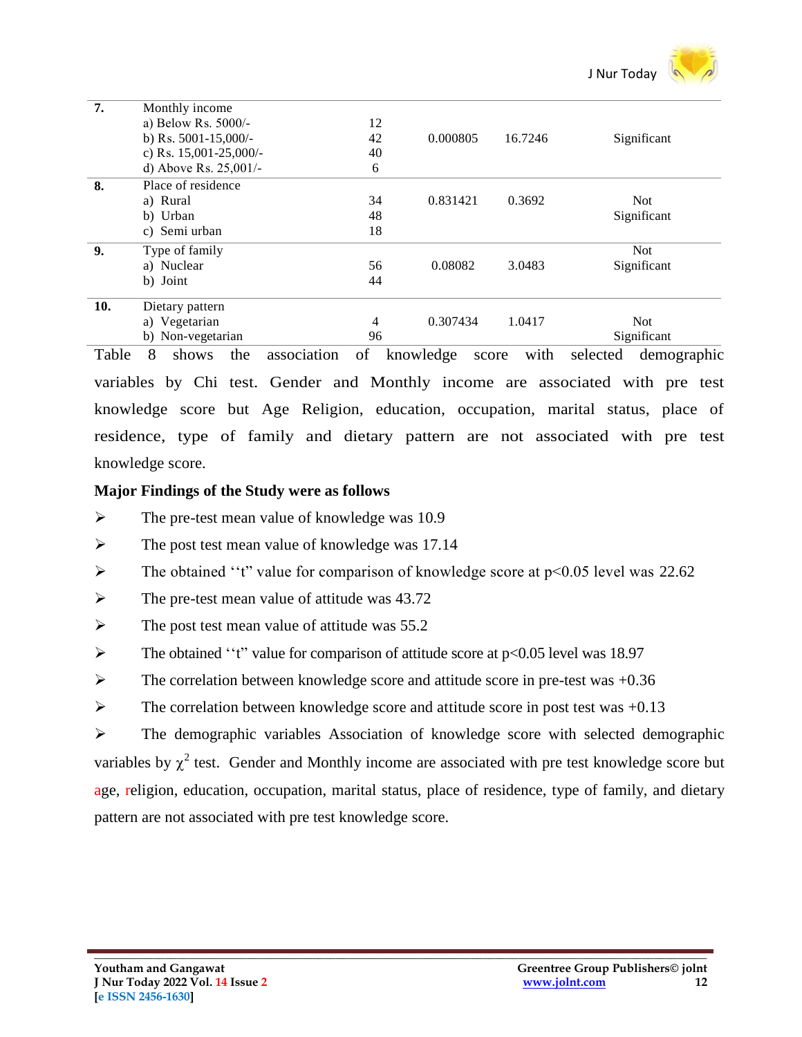| | | | | | |
|---|---|---|---|---|---|
| **7.** | Monthly income<br>a) Below Rs. 5000/-<br>b) Rs. 5001-15,000/-<br>c) Rs. 15,001-25,000/-<br>d) Above Rs. 25,001/- | 12<br>42<br>40<br>6 | 0.000805 | 16.7246 | Significant |
| **8.** | Place of residence<br>a) Rural<br>b) Urban<br>c) Semi urban | 34<br>48<br>18 | 0.831421 | 0.3692 | Not Significant |
| **9.** | Type of family<br>a) Nuclear<br>b) Joint | 56<br>44 | 0.08082 | 3.0483 | Not Significant |
| **10.** | Dietary pattern<br>a) Vegetarian<br>b) Non-vegetarian | 4<br>96 | 0.307434 | 1.0417 | Not Significant |

Table 8 shows the association of knowledge score with selected demographic variables by Chi test. Gender and Monthly income are associated with pre test knowledge score but Age Religion, education, occupation, marital status, place of residence, type of family and dietary pattern are not associated with pre test knowledge score.

**Major Findings of the Study were as follows**

- The pre-test mean value of knowledge was 10.9
- The post test mean value of knowledge was 17.14
- The obtained ''t" value for comparison of knowledge score at $p<0.05$ level was 22.62
- The pre-test mean value of attitude was 43.72
- The post test mean value of attitude was 55.2
- The obtained ''t" value for comparison of attitude score at $p<0.05$ level was 18.97
- The correlation between knowledge score and attitude score in pre-test was +0.36
- The correlation between knowledge score and attitude score in post test was +0.13
- The demographic variables Association of knowledge score with selected demographic variables by $\chi^2$ test. Gender and Monthly income are associated with pre test knowledge score but age, religion, education, occupation, marital status, place of residence, type of family, and dietary pattern are not associated with pre test knowledge score.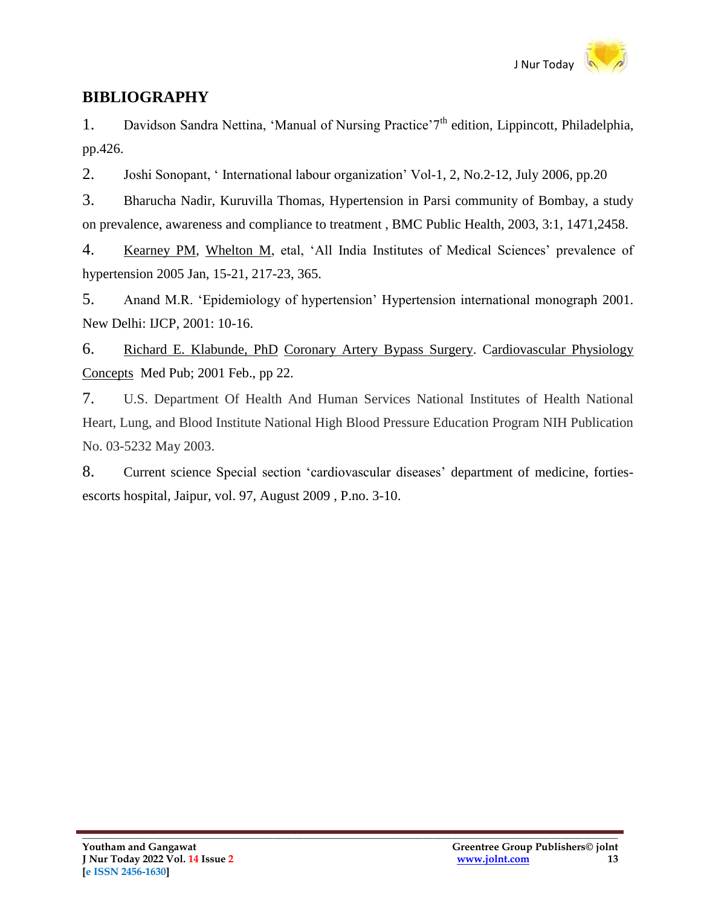## BIBLIOGRAPHY

1. Davidson Sandra Nettina, 'Manual of Nursing Practice'7th edition, Lippincott, Philadelphia, pp.426.
2. Joshi Sonopant, ' International labour organization' Vol-1, 2, No.2-12, July 2006, pp.20
3. Bharucha Nadir, Kuruvilla Thomas, Hypertension in Parsi community of Bombay, a study on prevalence, awareness and compliance to treatment , BMC Public Health, 2003, 3:1, 1471,2458.
4. Kearney PM, Whelton M, etal, 'All India Institutes of Medical Sciences' prevalence of hypertension 2005 Jan, 15-21, 217-23, 365.
5. Anand M.R. 'Epidemiology of hypertension' Hypertension international monograph 2001. New Delhi: IJCP, 2001: 10-16.
6. Richard E. Klabunde, PhD Coronary Artery Bypass Surgery. Cardiovascular Physiology Concepts Med Pub; 2001 Feb., pp 22.
7. U.S. Department Of Health And Human Services National Institutes of Health National Heart, Lung, and Blood Institute National High Blood Pressure Education Program NIH Publication No. 03-5232 May 2003.
8. Current science Special section 'cardiovascular diseases' department of medicine, forties-escorts hospital, Jaipur, vol. 97, August 2009 , P.no. 3-10.